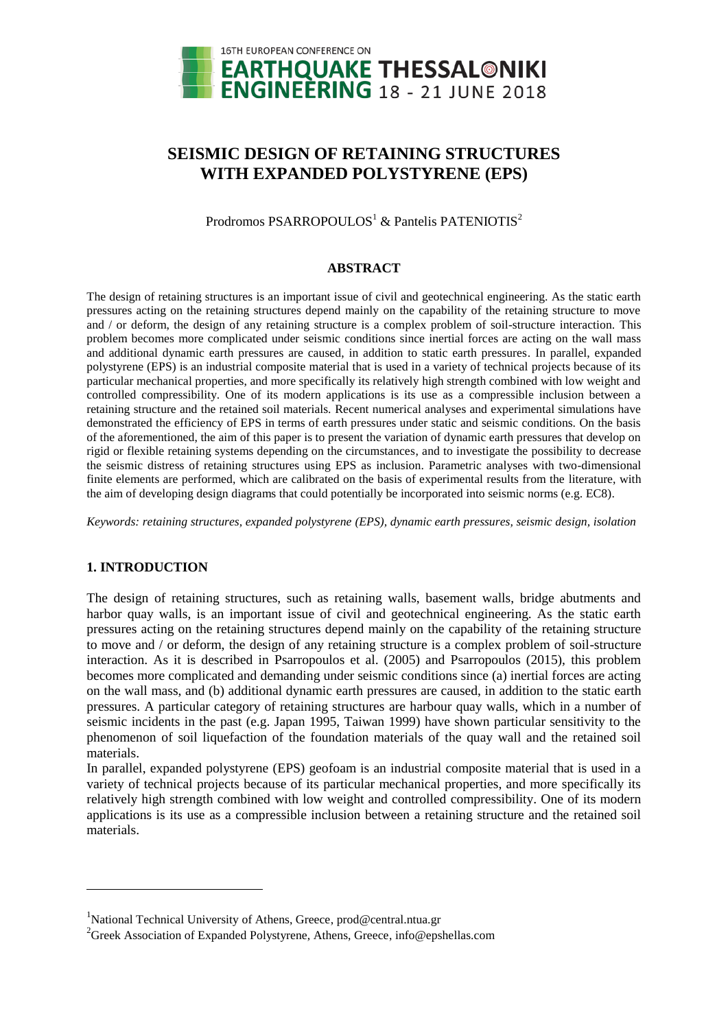# SEISMIC DESIGN OF RETAINING STRUCTURES WITH EXPANDED POLYSTYRENE (EPS)

Prodromos PSARROPOULOS[1] & Pantelis PATENIOTIS[2]

## ABSTRACT

The design of retaining structures is an important issue of civil and geotechnical engineering. As the static earth pressures acting on the retaining structures depend mainly on the capability of the retaining structure to move and / or deform, the design of any retaining structure is a complex problem of soil-structure interaction. This problem becomes more complicated under seismic conditions since inertial forces are acting on the wall mass and additional dynamic earth pressures are caused, in addition to static earth pressures. In parallel, expanded polystyrene (EPS) is an industrial composite material that is used in a variety of technical projects because of its particular mechanical properties, and more specifically its relatively high strength combined with low weight and controlled compressibility. One of its modern applications is its use as a compressible inclusion between a retaining structure and the retained soil materials. Recent numerical analyses and experimental simulations have demonstrated the efficiency of EPS in terms of earth pressures under static and seismic conditions. On the basis of the aforementioned, the aim of this paper is to present the variation of dynamic earth pressures that develop on rigid or flexible retaining systems depending on the circumstances, and to investigate the possibility to decrease the seismic distress of retaining structures using EPS as inclusion. Parametric analyses with two-dimensional finite elements are performed, which are calibrated on the basis of experimental results from the literature, with the aim of developing design diagrams that could potentially be incorporated into seismic norms (e.g. EC8).

*Keywords: retaining structures, expanded polystyrene (EPS), dynamic earth pressures, seismic design, isolation*

## 1. INTRODUCTION

The design of retaining structures, such as retaining walls, basement walls, bridge abutments and harbor quay walls, is an important issue of civil and geotechnical engineering. As the static earth pressures acting on the retaining structures depend mainly on the capability of the retaining structure to move and / or deform, the design of any retaining structure is a complex problem of soil-structure interaction. As it is described in Psarropoulos et al. (2005) and Psarropoulos (2015), this problem becomes more complicated and demanding under seismic conditions since (a) inertial forces are acting on the wall mass, and (b) additional dynamic earth pressures are caused, in addition to the static earth pressures. A particular category of retaining structures are harbour quay walls, which in a number of seismic incidents in the past (e.g. Japan 1995, Taiwan 1999) have shown particular sensitivity to the phenomenon of soil liquefaction of the foundation materials of the quay wall and the retained soil materials.

In parallel, expanded polystyrene (EPS) geofoam is an industrial composite material that is used in a variety of technical projects because of its particular mechanical properties, and more specifically its relatively high strength combined with low weight and controlled compressibility. One of its modern applications is its use as a compressible inclusion between a retaining structure and the retained soil materials.

---

[1]National Technical University of Athens, Greece, prod@central.ntua.gr

[2]Greek Association of Expanded Polystyrene, Athens, Greece, info@epshellas.com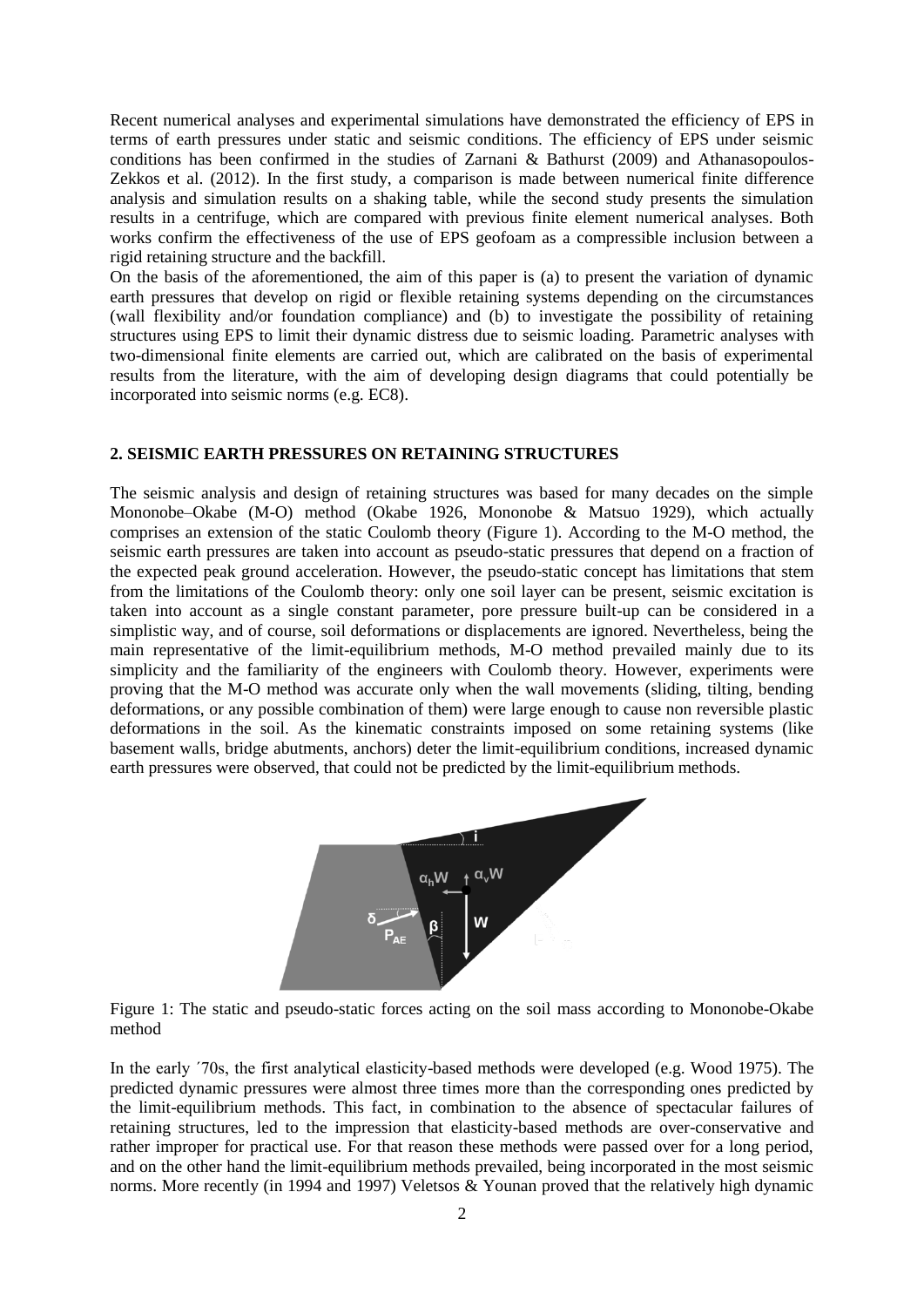Recent numerical analyses and experimental simulations have demonstrated the efficiency of EPS in terms of earth pressures under static and seismic conditions. The efficiency of EPS under seismic conditions has been confirmed in the studies of Zarnani & Bathurst (2009) and Athanasopoulos-Zekkos et al. (2012). In the first study, a comparison is made between numerical finite difference analysis and simulation results on a shaking table, while the second study presents the simulation results in a centrifuge, which are compared with previous finite element numerical analyses. Both works confirm the effectiveness of the use of EPS geofoam as a compressible inclusion between a rigid retaining structure and the backfill.

On the basis of the aforementioned, the aim of this paper is (a) to present the variation of dynamic earth pressures that develop on rigid or flexible retaining systems depending on the circumstances (wall flexibility and/or foundation compliance) and (b) to investigate the possibility of retaining structures using EPS to limit their dynamic distress due to seismic loading. Parametric analyses with two-dimensional finite elements are carried out, which are calibrated on the basis of experimental results from the literature, with the aim of developing design diagrams that could potentially be incorporated into seismic norms (e.g. EC8).

## 2. SEISMIC EARTH PRESSURES ON RETAINING STRUCTURES

The seismic analysis and design of retaining structures was based for many decades on the simple Mononobe–Okabe (M-O) method (Okabe 1926, Mononobe & Matsuo 1929), which actually comprises an extension of the static Coulomb theory (Figure 1). According to the M-O method, the seismic earth pressures are taken into account as pseudo-static pressures that depend on a fraction of the expected peak ground acceleration. However, the pseudo-static concept has limitations that stem from the limitations of the Coulomb theory: only one soil layer can be present, seismic excitation is taken into account as a single constant parameter, pore pressure built-up can be considered in a simplistic way, and of course, soil deformations or displacements are ignored. Nevertheless, being the main representative of the limit-equilibrium methods, M-O method prevailed mainly due to its simplicity and the familiarity of the engineers with Coulomb theory. However, experiments were proving that the M-O method was accurate only when the wall movements (sliding, tilting, bending deformations, or any possible combination of them) were large enough to cause non reversible plastic deformations in the soil. As the kinematic constraints imposed on some retaining systems (like basement walls, bridge abutments, anchors) deter the limit-equilibrium conditions, increased dynamic earth pressures were observed, that could not be predicted by the limit-equilibrium methods.

Figure 1: The static and pseudo-static forces acting on the soil mass according to Mononobe-Okabe method

In the early ´70s, the first analytical elasticity-based methods were developed (e.g. Wood 1975). The predicted dynamic pressures were almost three times more than the corresponding ones predicted by the limit-equilibrium methods. This fact, in combination to the absence of spectacular failures of retaining structures, led to the impression that elasticity-based methods are over-conservative and rather improper for practical use. For that reason these methods were passed over for a long period, and on the other hand the limit-equilibrium methods prevailed, being incorporated in the most seismic norms. More recently (in 1994 and 1997) Veletsos & Younan proved that the relatively high dynamic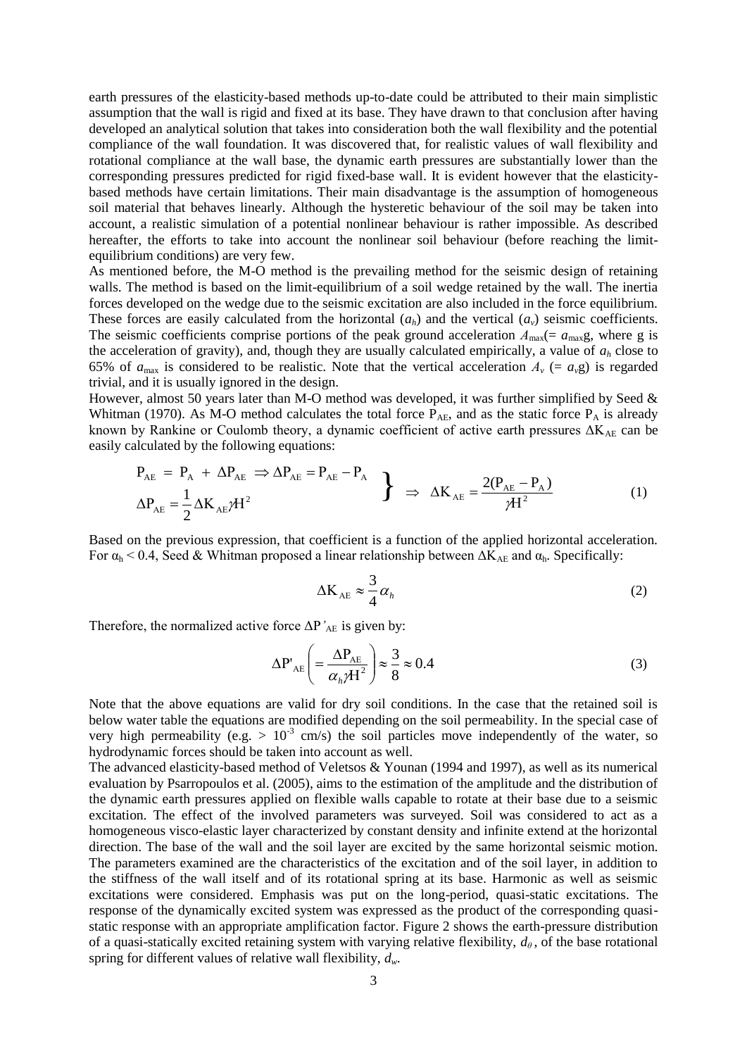earth pressures of the elasticity-based methods up-to-date could be attributed to their main simplistic assumption that the wall is rigid and fixed at its base. They have drawn to that conclusion after having developed an analytical solution that takes into consideration both the wall flexibility and the potential compliance of the wall foundation. It was discovered that, for realistic values of wall flexibility and rotational compliance at the wall base, the dynamic earth pressures are substantially lower than the corresponding pressures predicted for rigid fixed-base wall. It is evident however that the elasticity-based methods have certain limitations. Their main disadvantage is the assumption of homogeneous soil material that behaves linearly. Although the hysteretic behaviour of the soil may be taken into account, a realistic simulation of a potential nonlinear behaviour is rather impossible. As described hereafter, the efforts to take into account the nonlinear soil behaviour (before reaching the limit-equilibrium conditions) are very few.

As mentioned before, the M-O method is the prevailing method for the seismic design of retaining walls. The method is based on the limit-equilibrium of a soil wedge retained by the wall. The inertia forces developed on the wedge due to the seismic excitation are also included in the force equilibrium. These forces are easily calculated from the horizontal ($a_h$) and the vertical ($a_v$) seismic coefficients. The seismic coefficients comprise portions of the peak ground acceleration $A_{\max}$(= $a_{\max}$g, where g is the acceleration of gravity), and, though they are usually calculated empirically, a value of $a_h$ close to 65% of $a_{\max}$ is considered to be realistic. Note that the vertical acceleration $A_v$ (= $a_v$g) is regarded trivial, and it is usually ignored in the design.

However, almost 50 years later than M-O method was developed, it was further simplified by Seed & Whitman (1970). As M-O method calculates the total force $P_{AE}$, and as the static force $P_A$ is already known by Rankine or Coulomb theory, a dynamic coefficient of active earth pressures $\Delta K_{AE}$ can be easily calculated by the following equations:

$$\left.\begin{aligned} P_{AE} &= P_A + \Delta P_{AE} \Rightarrow \Delta P_{AE} = P_{AE} - P_A \\ \Delta P_{AE} &= \frac{1}{2}\Delta K_{AE}\gamma H^2 \end{aligned}\right\} \Rightarrow \Delta K_{AE} = \frac{2(P_{AE} - P_A)}{\gamma H^2} \tag{1}$$

Based on the previous expression, that coefficient is a function of the applied horizontal acceleration. For $\alpha_h < 0.4$, Seed & Whitman proposed a linear relationship between $\Delta K_{AE}$ and $\alpha_h$. Specifically:

$$\Delta K_{AE} \approx \frac{3}{4}\alpha_h \tag{2}$$

Therefore, the normalized active force $\Delta P'_{AE}$ is given by:

$$\Delta P'_{AE}\left(= \frac{\Delta P_{AE}}{\alpha_h \gamma H^2}\right) \approx \frac{3}{8} \approx 0.4 \tag{3}$$

Note that the above equations are valid for dry soil conditions. In the case that the retained soil is below water table the equations are modified depending on the soil permeability. In the special case of very high permeability (e.g. $> 10^{-3}$ cm/s) the soil particles move independently of the water, so hydrodynamic forces should be taken into account as well.

The advanced elasticity-based method of Veletsos & Younan (1994 and 1997), as well as its numerical evaluation by Psarropoulos et al. (2005), aims to the estimation of the amplitude and the distribution of the dynamic earth pressures applied on flexible walls capable to rotate at their base due to a seismic excitation. The effect of the involved parameters was surveyed. Soil was considered to act as a homogeneous visco-elastic layer characterized by constant density and infinite extend at the horizontal direction. The base of the wall and the soil layer are excited by the same horizontal seismic motion. The parameters examined are the characteristics of the excitation and of the soil layer, in addition to the stiffness of the wall itself and of its rotational spring at its base. Harmonic as well as seismic excitations were considered. Emphasis was put on the long-period, quasi-static excitations. The response of the dynamically excited system was expressed as the product of the corresponding quasi-static response with an appropriate amplification factor. Figure 2 shows the earth-pressure distribution of a quasi-statically excited retaining system with varying relative flexibility, $d_\theta$, of the base rotational spring for different values of relative wall flexibility, $d_w$.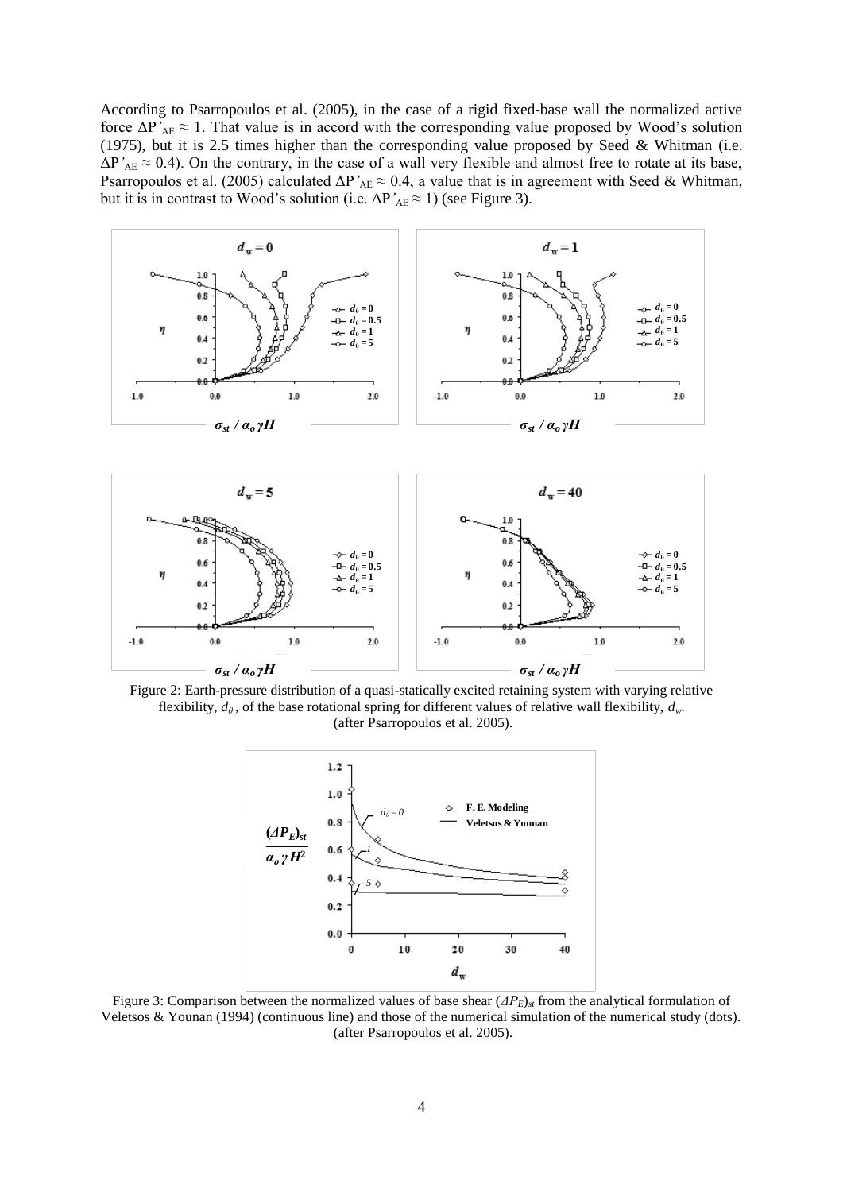According to Psarropoulos et al. (2005), in the case of a rigid fixed-base wall the normalized active force $\Delta P'_{AE} \approx 1$. That value is in accord with the corresponding value proposed by Wood's solution (1975), but it is 2.5 times higher than the corresponding value proposed by Seed & Whitman (i.e. $\Delta P'_{AE} \approx 0.4$). On the contrary, in the case of a wall very flexible and almost free to rotate at its base, Psarropoulos et al. (2005) calculated $\Delta P'_{AE} \approx 0.4$, a value that is in agreement with Seed & Whitman, but it is in contrast to Wood's solution (i.e. $\Delta P'_{AE} \approx 1$) (see Figure 3).

Figure 2: Earth-pressure distribution of a quasi-statically excited retaining system with varying relative flexibility, $d_0$, of the base rotational spring for different values of relative wall flexibility, $d_w$. (after Psarropoulos et al. 2005).

Figure 3: Comparison between the normalized values of base shear $(\Delta P_E)_{st}$ from the analytical formulation of Veletsos & Younan (1994) (continuous line) and those of the numerical simulation of the numerical study (dots). (after Psarropoulos et al. 2005).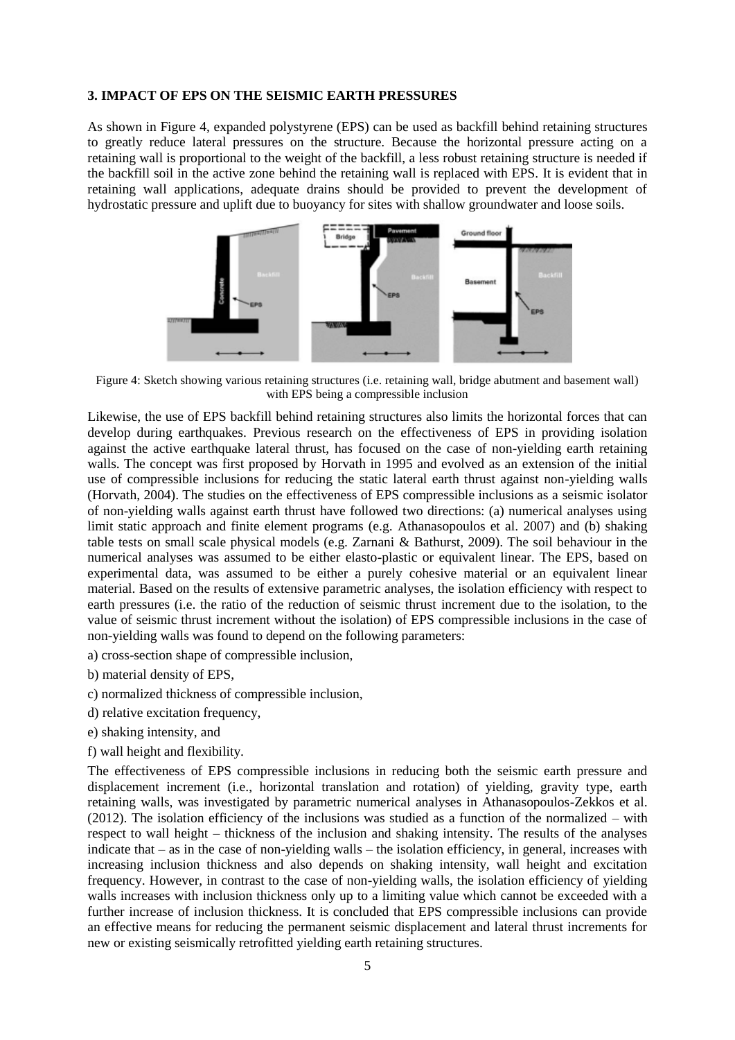### 3. IMPACT OF EPS ON THE SEISMIC EARTH PRESSURES

As shown in Figure 4, expanded polystyrene (EPS) can be used as backfill behind retaining structures to greatly reduce lateral pressures on the structure. Because the horizontal pressure acting on a retaining wall is proportional to the weight of the backfill, a less robust retaining structure is needed if the backfill soil in the active zone behind the retaining wall is replaced with EPS. It is evident that in retaining wall applications, adequate drains should be provided to prevent the development of hydrostatic pressure and uplift due to buoyancy for sites with shallow groundwater and loose soils.

Figure 4: Sketch showing various retaining structures (i.e. retaining wall, bridge abutment and basement wall) with EPS being a compressible inclusion

Likewise, the use of EPS backfill behind retaining structures also limits the horizontal forces that can develop during earthquakes. Previous research on the effectiveness of EPS in providing isolation against the active earthquake lateral thrust, has focused on the case of non-yielding earth retaining walls. The concept was first proposed by Horvath in 1995 and evolved as an extension of the initial use of compressible inclusions for reducing the static lateral earth thrust against non-yielding walls (Horvath, 2004). The studies on the effectiveness of EPS compressible inclusions as a seismic isolator of non-yielding walls against earth thrust have followed two directions: (a) numerical analyses using limit static approach and finite element programs (e.g. Athanasopoulos et al. 2007) and (b) shaking table tests on small scale physical models (e.g. Zarnani & Bathurst, 2009). The soil behaviour in the numerical analyses was assumed to be either elasto-plastic or equivalent linear. The EPS, based on experimental data, was assumed to be either a purely cohesive material or an equivalent linear material. Based on the results of extensive parametric analyses, the isolation efficiency with respect to earth pressures (i.e. the ratio of the reduction of seismic thrust increment due to the isolation, to the value of seismic thrust increment without the isolation) of EPS compressible inclusions in the case of non-yielding walls was found to depend on the following parameters:

a) cross-section shape of compressible inclusion,

b) material density of EPS,

c) normalized thickness of compressible inclusion,

d) relative excitation frequency,

e) shaking intensity, and

f) wall height and flexibility.

The effectiveness of EPS compressible inclusions in reducing both the seismic earth pressure and displacement increment (i.e., horizontal translation and rotation) of yielding, gravity type, earth retaining walls, was investigated by parametric numerical analyses in Athanasopoulos-Zekkos et al. (2012). The isolation efficiency of the inclusions was studied as a function of the normalized – with respect to wall height – thickness of the inclusion and shaking intensity. The results of the analyses indicate that – as in the case of non-yielding walls – the isolation efficiency, in general, increases with increasing inclusion thickness and also depends on shaking intensity, wall height and excitation frequency. However, in contrast to the case of non-yielding walls, the isolation efficiency of yielding walls increases with inclusion thickness only up to a limiting value which cannot be exceeded with a further increase of inclusion thickness. It is concluded that EPS compressible inclusions can provide an effective means for reducing the permanent seismic displacement and lateral thrust increments for new or existing seismically retrofitted yielding earth retaining structures.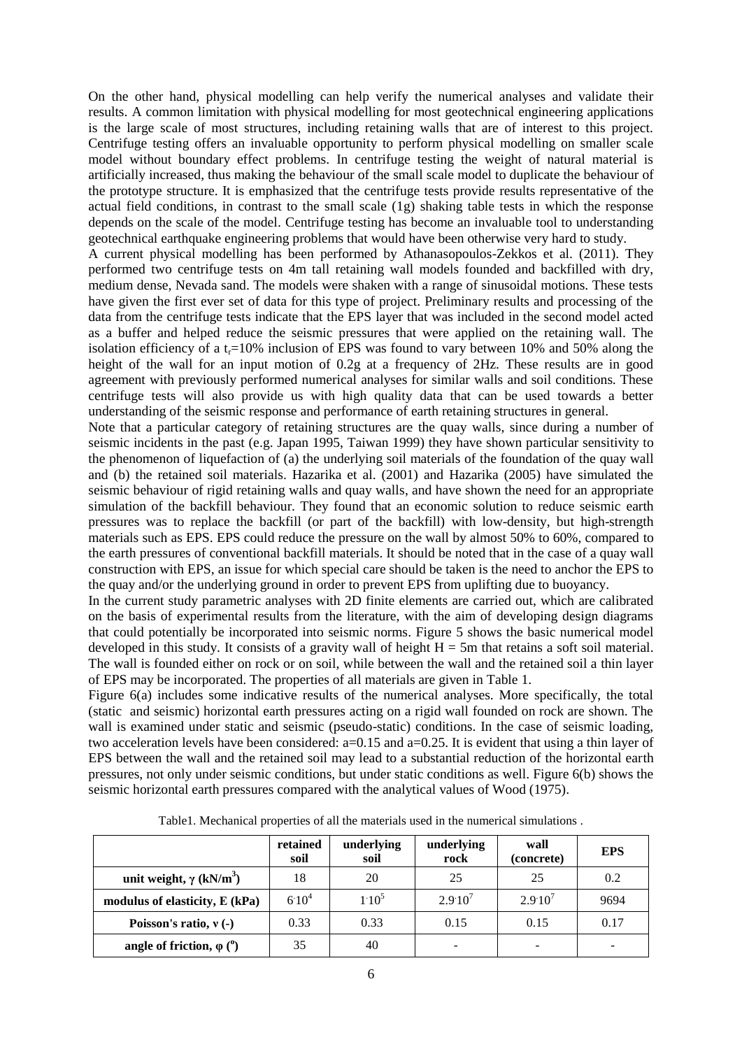On the other hand, physical modelling can help verify the numerical analyses and validate their results. A common limitation with physical modelling for most geotechnical engineering applications is the large scale of most structures, including retaining walls that are of interest to this project. Centrifuge testing offers an invaluable opportunity to perform physical modelling on smaller scale model without boundary effect problems. In centrifuge testing the weight of natural material is artificially increased, thus making the behaviour of the small scale model to duplicate the behaviour of the prototype structure. It is emphasized that the centrifuge tests provide results representative of the actual field conditions, in contrast to the small scale (1g) shaking table tests in which the response depends on the scale of the model. Centrifuge testing has become an invaluable tool to understanding geotechnical earthquake engineering problems that would have been otherwise very hard to study.

A current physical modelling has been performed by Athanasopoulos-Zekkos et al. (2011). They performed two centrifuge tests on 4m tall retaining wall models founded and backfilled with dry, medium dense, Nevada sand. The models were shaken with a range of sinusoidal motions. These tests have given the first ever set of data for this type of project. Preliminary results and processing of the data from the centrifuge tests indicate that the EPS layer that was included in the second model acted as a buffer and helped reduce the seismic pressures that were applied on the retaining wall. The isolation efficiency of a $t_r$=10% inclusion of EPS was found to vary between 10% and 50% along the height of the wall for an input motion of 0.2g at a frequency of 2Hz. These results are in good agreement with previously performed numerical analyses for similar walls and soil conditions. These centrifuge tests will also provide us with high quality data that can be used towards a better understanding of the seismic response and performance of earth retaining structures in general.

Note that a particular category of retaining structures are the quay walls, since during a number of seismic incidents in the past (e.g. Japan 1995, Taiwan 1999) they have shown particular sensitivity to the phenomenon of liquefaction of (a) the underlying soil materials of the foundation of the quay wall and (b) the retained soil materials. Hazarika et al. (2001) and Hazarika (2005) have simulated the seismic behaviour of rigid retaining walls and quay walls, and have shown the need for an appropriate simulation of the backfill behaviour. They found that an economic solution to reduce seismic earth pressures was to replace the backfill (or part of the backfill) with low-density, but high-strength materials such as EPS. EPS could reduce the pressure on the wall by almost 50% to 60%, compared to the earth pressures of conventional backfill materials. It should be noted that in the case of a quay wall construction with EPS, an issue for which special care should be taken is the need to anchor the EPS to the quay and/or the underlying ground in order to prevent EPS from uplifting due to buoyancy.

In the current study parametric analyses with 2D finite elements are carried out, which are calibrated on the basis of experimental results from the literature, with the aim of developing design diagrams that could potentially be incorporated into seismic norms. Figure 5 shows the basic numerical model developed in this study. It consists of a gravity wall of height H = 5m that retains a soft soil material. The wall is founded either on rock or on soil, while between the wall and the retained soil a thin layer of EPS may be incorporated. The properties of all materials are given in Table 1.

Figure 6(a) includes some indicative results of the numerical analyses. More specifically, the total (static and seismic) horizontal earth pressures acting on a rigid wall founded on rock are shown. The wall is examined under static and seismic (pseudo-static) conditions. In the case of seismic loading, two acceleration levels have been considered: a=0.15 and a=0.25. It is evident that using a thin layer of EPS between the wall and the retained soil may lead to a substantial reduction of the horizontal earth pressures, not only under seismic conditions, but under static conditions as well. Figure 6(b) shows the seismic horizontal earth pressures compared with the analytical values of Wood (1975).

Table1. Mechanical properties of all the materials used in the numerical simulations .

| | retained soil | underlying soil | underlying rock | wall (concrete) | EPS |
|---|---|---|---|---|---|
| **unit weight, $\gamma$ ($kN/m^3$)** | 18 | 20 | 25 | 25 | 0.2 |
| **modulus of elasticity, E (kPa)** | $6 \cdot 10^4$ | $1 \cdot 10^5$ | $2.9 \cdot 10^7$ | $2.9 \cdot 10^7$ | 9694 |
| **Poisson's ratio, $\nu$ (-)** | 0.33 | 0.33 | 0.15 | 0.15 | 0.17 |
| **angle of friction, $\varphi$ ($^o$)** | 35 | 40 | - | - | - |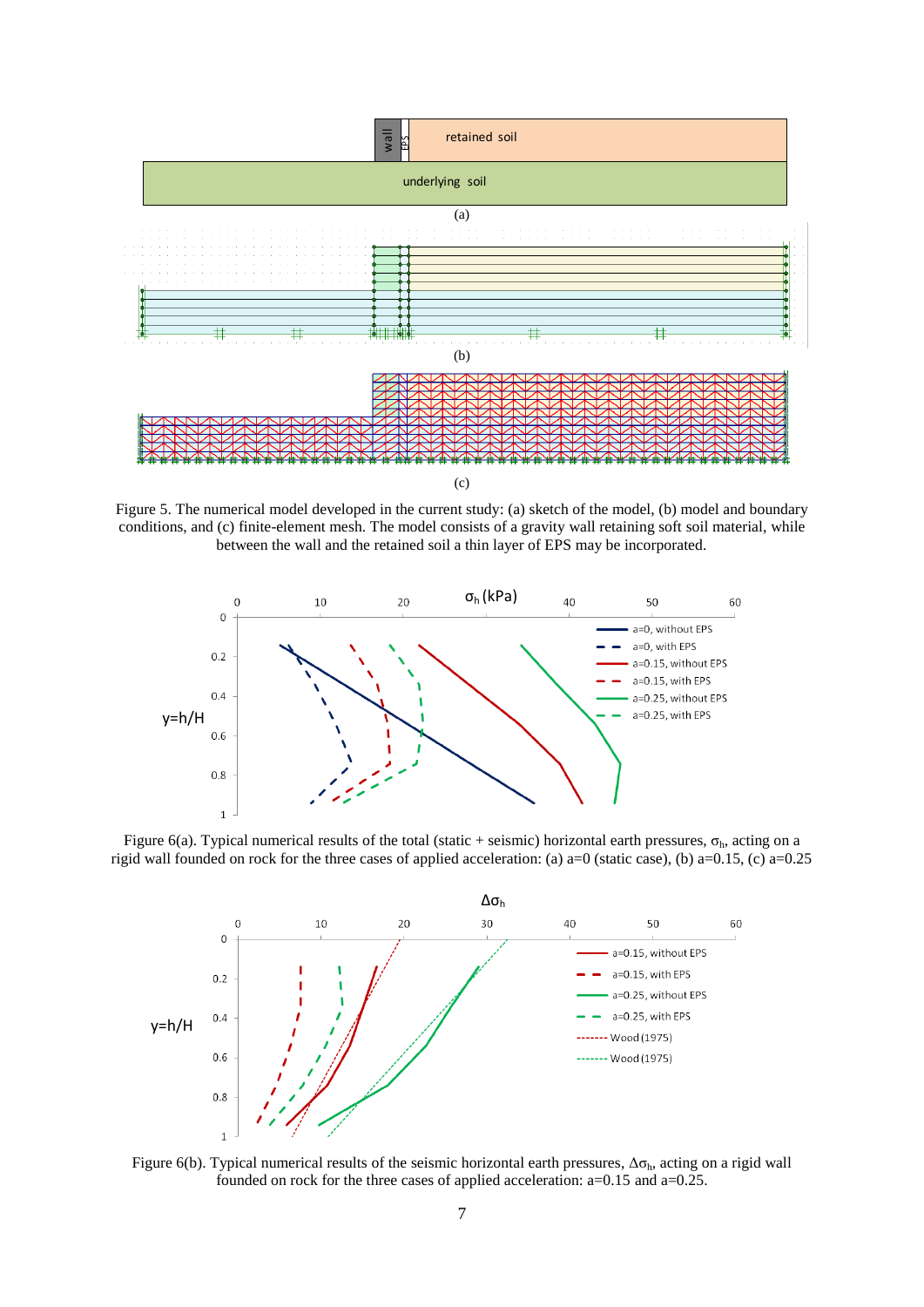Figure 5. The numerical model developed in the current study: (a) sketch of the model, (b) model and boundary conditions, and (c) finite-element mesh. The model consists of a gravity wall retaining soft soil material, while between the wall and the retained soil a thin layer of EPS may be incorporated.

Figure 6(a). Typical numerical results of the total (static + seismic) horizontal earth pressures, $\sigma_h$, acting on a rigid wall founded on rock for the three cases of applied acceleration: (a) a=0 (static case), (b) a=0.15, (c) a=0.25

Figure 6(b). Typical numerical results of the seismic horizontal earth pressures, $\Delta\sigma_h$, acting on a rigid wall founded on rock for the three cases of applied acceleration: a=0.15 and a=0.25.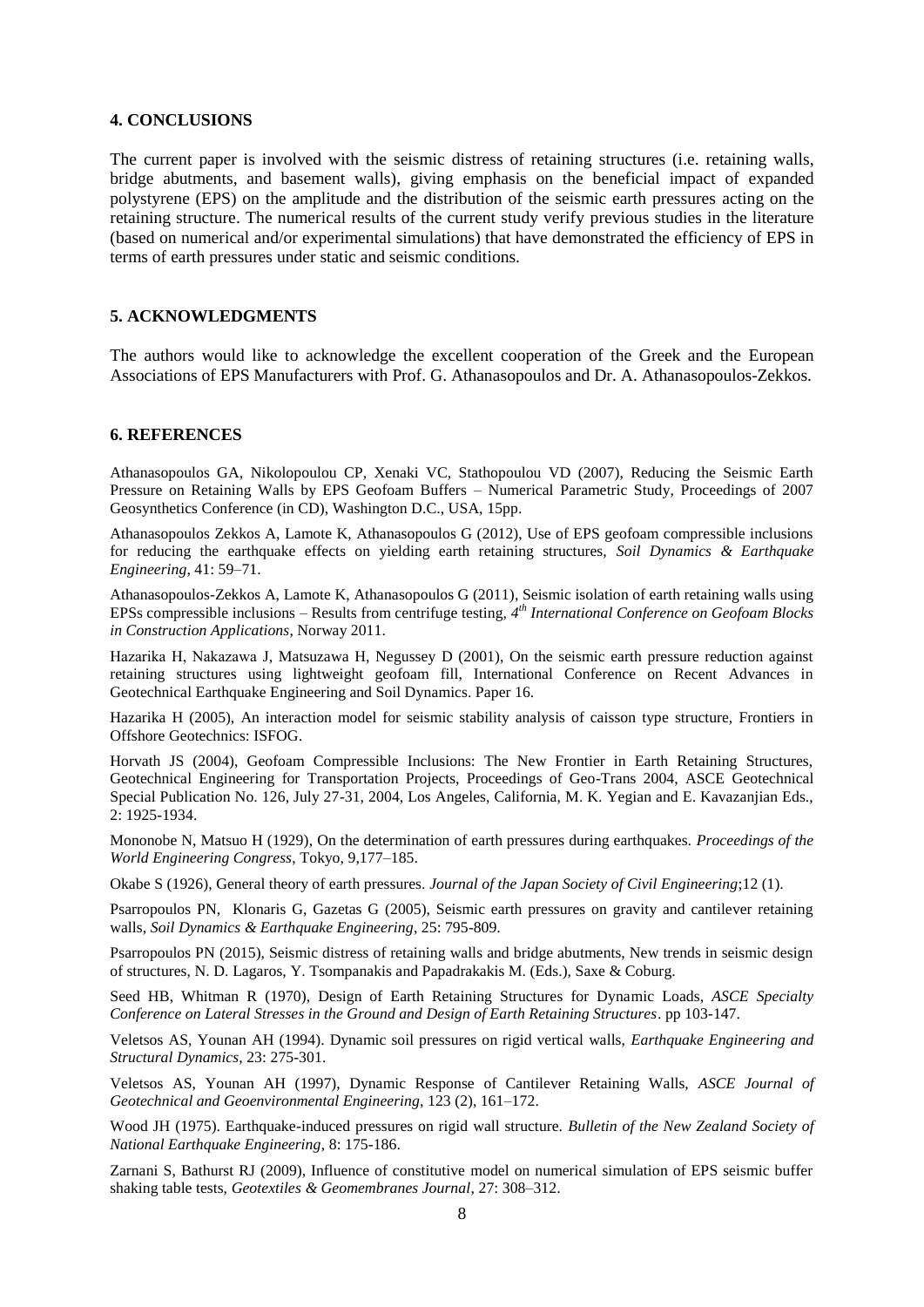## 4. CONCLUSIONS

The current paper is involved with the seismic distress of retaining structures (i.e. retaining walls, bridge abutments, and basement walls), giving emphasis on the beneficial impact of expanded polystyrene (EPS) on the amplitude and the distribution of the seismic earth pressures acting on the retaining structure. The numerical results of the current study verify previous studies in the literature (based on numerical and/or experimental simulations) that have demonstrated the efficiency of EPS in terms of earth pressures under static and seismic conditions.

## 5. ACKNOWLEDGMENTS

The authors would like to acknowledge the excellent cooperation of the Greek and the European Associations of EPS Manufacturers with Prof. G. Athanasopoulos and Dr. A. Athanasopoulos-Zekkos.

## 6. REFERENCES

Athanasopoulos GA, Nikolopoulou CP, Xenaki VC, Stathopoulou VD (2007), Reducing the Seismic Earth Pressure on Retaining Walls by EPS Geofoam Buffers – Numerical Parametric Study, Proceedings of 2007 Geosynthetics Conference (in CD), Washington D.C., USA, 15pp.

Athanasopoulos Zekkos A, Lamote K, Athanasopoulos G (2012), Use of EPS geofoam compressible inclusions for reducing the earthquake effects on yielding earth retaining structures, *Soil Dynamics & Earthquake Engineering*, 41: 59–71.

Athanasopoulos-Zekkos A, Lamote K, Athanasopoulos G (2011), Seismic isolation of earth retaining walls using EPSs compressible inclusions – Results from centrifuge testing, *4th International Conference on Geofoam Blocks in Construction Applications*, Norway 2011.

Hazarika H, Nakazawa J, Matsuzawa H, Negussey D (2001), On the seismic earth pressure reduction against retaining structures using lightweight geofoam fill, International Conference on Recent Advances in Geotechnical Earthquake Engineering and Soil Dynamics. Paper 16.

Hazarika H (2005), An interaction model for seismic stability analysis of caisson type structure, Frontiers in Offshore Geotechnics: ISFOG.

Horvath JS (2004), Geofoam Compressible Inclusions: The New Frontier in Earth Retaining Structures, Geotechnical Engineering for Transportation Projects, Proceedings of Geo-Trans 2004, ASCE Geotechnical Special Publication No. 126, July 27-31, 2004, Los Angeles, California, M. K. Yegian and E. Kavazanjian Eds., 2: 1925-1934.

Mononobe N, Matsuo H (1929), On the determination of earth pressures during earthquakes. *Proceedings of the World Engineering Congress*, Tokyo, 9,177–185.

Okabe S (1926), General theory of earth pressures. *Journal of the Japan Society of Civil Engineering*;12 (1).

Psarropoulos PN, Klonaris G, Gazetas G (2005), Seismic earth pressures on gravity and cantilever retaining walls, *Soil Dynamics & Earthquake Engineering*, 25: 795-809.

Psarropoulos PN (2015), Seismic distress of retaining walls and bridge abutments, New trends in seismic design of structures, N. D. Lagaros, Y. Tsompanakis and Papadrakakis M. (Eds.), Saxe & Coburg.

Seed HB, Whitman R (1970), Design of Earth Retaining Structures for Dynamic Loads, *ASCE Specialty Conference on Lateral Stresses in the Ground and Design of Earth Retaining Structures*. pp 103-147.

Veletsos AS, Younan AH (1994). Dynamic soil pressures on rigid vertical walls, *Earthquake Engineering and Structural Dynamics*, 23: 275-301.

Veletsos AS, Younan AH (1997), Dynamic Response of Cantilever Retaining Walls, *ASCE Journal of Geotechnical and Geoenvironmental Engineering*, 123 (2), 161–172.

Wood JH (1975). Earthquake-induced pressures on rigid wall structure. *Bulletin of the New Zealand Society of National Earthquake Engineering*, 8: 175-186.

Zarnani S, Bathurst RJ (2009), Influence of constitutive model on numerical simulation of EPS seismic buffer shaking table tests, *Geotextiles & Geomembranes Journal*, 27: 308–312.